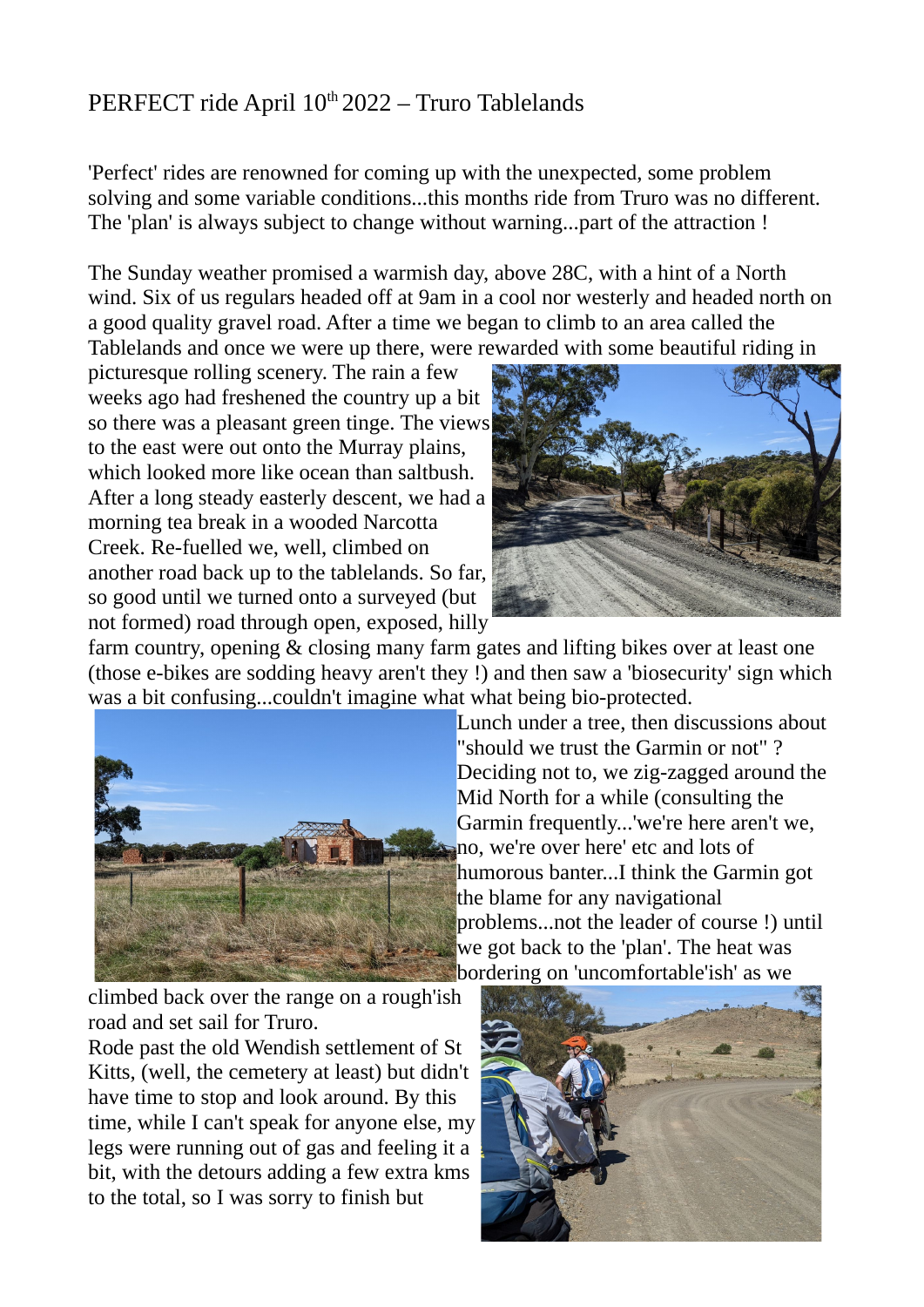# PERFECT ride April 10th 2022 – Truro Tablelands

'Perfect' rides are renowned for coming up with the unexpected, some problem solving and some variable conditions...this months ride from Truro was no different. The 'plan' is always subject to change without warning...part of the attraction !

The Sunday weather promised a warmish day, above 28C, with a hint of a North wind. Six of us regulars headed off at 9am in a cool nor westerly and headed north on a good quality gravel road. After a time we began to climb to an area called the Tablelands and once we were up there, were rewarded with some beautiful riding in picturesque rolling scenery. The rain a few weeks ago had freshened the country up a bit so there was a pleasant green tinge. The views to the east were out onto the Murray plains, which looked more like ocean than saltbush. After a long steady easterly descent, we had a morning tea break in a wooded Narcotta Creek. Re-fuelled we, well, climbed on another road back up to the tablelands. So far, so good until we turned onto a surveyed (but not formed) road through open, exposed, hilly farm country, opening & closing many farm gates and lifting bikes over at least one (those e-bikes are sodding heavy aren't they !) and then saw a 'biosecurity' sign which was a bit confusing...couldn't imagine what what being bio-protected.

Lunch under a tree, then discussions about "should we trust the Garmin or not" ? Deciding not to, we zig-zagged around the Mid North for a while (consulting the Garmin frequently...'we're here aren't we, no, we're over here' etc and lots of humorous banter...I think the Garmin got the blame for any navigational problems...not the leader of course !) until we got back to the 'plan'. The heat was bordering on 'uncomfortable'ish' as we climbed back over the range on a rough'ish road and set sail for Truro.

Rode past the old Wendish settlement of St Kitts, (well, the cemetery at least) but didn't have time to stop and look around. By this time, while I can't speak for anyone else, my legs were running out of gas and feeling it a bit, with the detours adding a few extra kms to the total, so I was sorry to finish but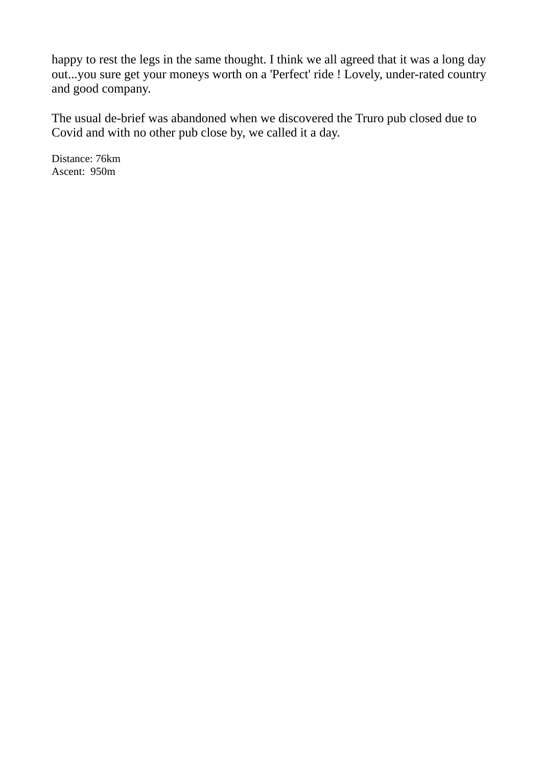happy to rest the legs in the same thought. I think we all agreed that it was a long day out...you sure get your moneys worth on a 'Perfect' ride ! Lovely, under-rated country and good company.

The usual de-brief was abandoned when we discovered the Truro pub closed due to Covid and with no other pub close by, we called it a day.

Distance: 76km
Ascent: 950m